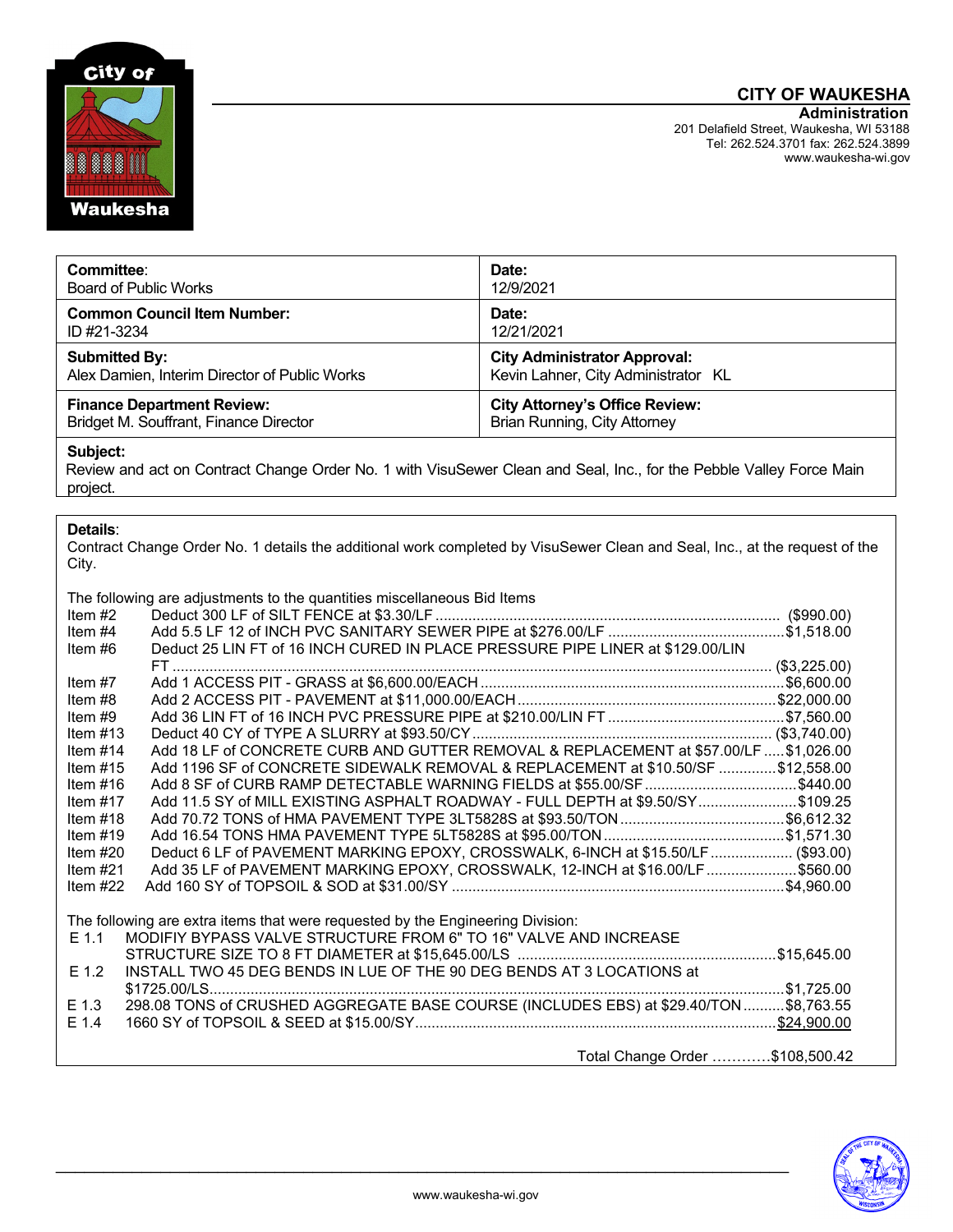**CITY OF WAUKESHA**
**Administration**
201 Delafield Street, Waukesha, WI 53188
Tel: 262.524.3701 fax: 262.524.3899
www.waukesha-wi.gov

| **Committee**: Board of Public Works | **Date:** 12/9/2021 |
|---|---|
| **Common Council Item Number:** ID #21-3234 | **Date:** 12/21/2021 |
| **Submitted By:** Alex Damien, Interim Director of Public Works | **City Administrator Approval:** Kevin Lahner, City Administrator KL |
| **Finance Department Review:** Bridget M. Souffrant, Finance Director | **City Attorney's Office Review:** Brian Running, City Attorney |

**Subject:**
Review and act on Contract Change Order No. 1 with VisuSewer Clean and Seal, Inc., for the Pebble Valley Force Main project.

**Details**:
Contract Change Order No. 1 details the additional work completed by VisuSewer Clean and Seal, Inc., at the request of the City.

The following are adjustments to the quantities miscellaneous Bid Items

| | | |
|---|---|---|
| Item #2 | Deduct 300 LF of SILT FENCE at $3.30/LF | ($990.00) |
| Item #4 | Add 5.5 LF 12 of INCH PVC SANITARY SEWER PIPE at $276.00/LF | $1,518.00 |
| Item #6 | Deduct 25 LIN FT of 16 INCH CURED IN PLACE PRESSURE PIPE LINER at $129.00/LIN FT | ($3,225.00) |
| Item #7 | Add 1 ACCESS PIT - GRASS at $6,600.00/EACH | $6,600.00 |
| Item #8 | Add 2 ACCESS PIT - PAVEMENT at $11,000.00/EACH | $22,000.00 |
| Item #9 | Add 36 LIN FT of 16 INCH PVC PRESSURE PIPE at $210.00/LIN FT | $7,560.00 |
| Item #13 | Deduct 40 CY of TYPE A SLURRY at $93.50/CY | ($3,740.00) |
| Item #14 | Add 18 LF of CONCRETE CURB AND GUTTER REMOVAL & REPLACEMENT at $57.00/LF | $1,026.00 |
| Item #15 | Add 1196 SF of CONCRETE SIDEWALK REMOVAL & REPLACEMENT at $10.50/SF | $12,558.00 |
| Item #16 | Add 8 SF of CURB RAMP DETECTABLE WARNING FIELDS at $55.00/SF | $440.00 |
| Item #17 | Add 11.5 SY of MILL EXISTING ASPHALT ROADWAY - FULL DEPTH at $9.50/SY | $109.25 |
| Item #18 | Add 70.72 TONS of HMA PAVEMENT TYPE 3LT5828S at $93.50/TON | $6,612.32 |
| Item #19 | Add 16.54 TONS HMA PAVEMENT TYPE 5LT5828S at $95.00/TON | $1,571.30 |
| Item #20 | Deduct 6 LF of PAVEMENT MARKING EPOXY, CROSSWALK, 6-INCH at $15.50/LF | ($93.00) |
| Item #21 | Add 35 LF of PAVEMENT MARKING EPOXY, CROSSWALK, 12-INCH at $16.00/LF | $560.00 |
| Item #22 | Add 160 SY of TOPSOIL & SOD at $31.00/SY | $4,960.00 |

The following are extra items that were requested by the Engineering Division:

| | | |
|---|---|---|
| E 1.1 | MODIFIY BYPASS VALVE STRUCTURE FROM 6" TO 16" VALVE AND INCREASE STRUCTURE SIZE TO 8 FT DIAMETER at $15,645.00/LS | $15,645.00 |
| E 1.2 | INSTALL TWO 45 DEG BENDS IN LUE OF THE 90 DEG BENDS AT 3 LOCATIONS at $1725.00/LS | $1,725.00 |
| E 1.3 | 298.08 TONS of CRUSHED AGGREGATE BASE COURSE (INCLUDES EBS) at $29.40/TON | $8,763.55 |
| E 1.4 | 1660 SY of TOPSOIL & SEED at $15.00/SY | $24,900.00 |

Total Change Order ............$108,500.42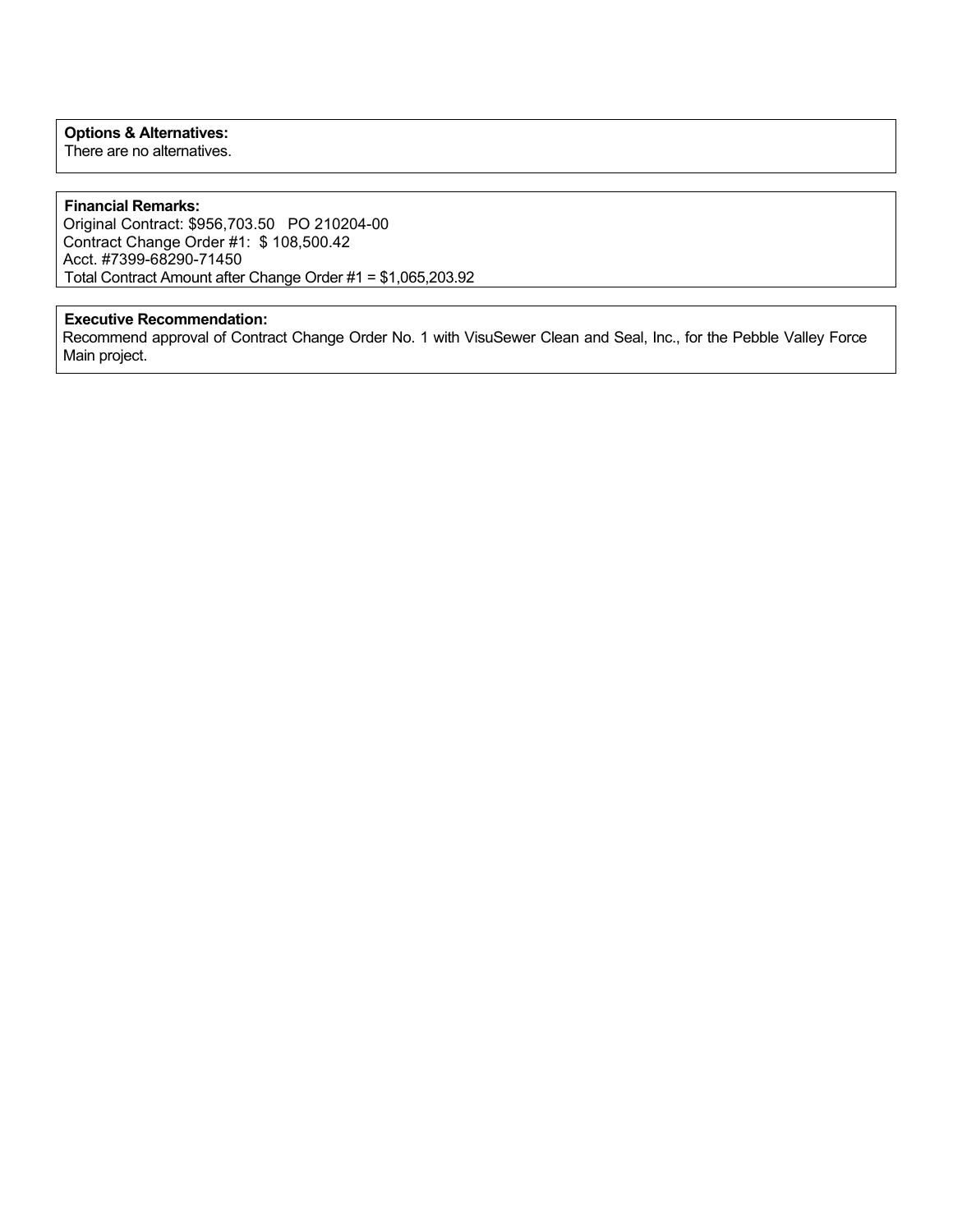**Options & Alternatives:**
There are no alternatives.

**Financial Remarks:**
Original Contract: $956,703.50   PO 210204-00
Contract Change Order #1:  $ 108,500.42
Acct. #7399-68290-71450
Total Contract Amount after Change Order #1 = $1,065,203.92

**Executive Recommendation:**
Recommend approval of Contract Change Order No. 1 with VisuSewer Clean and Seal, Inc., for the Pebble Valley Force Main project.